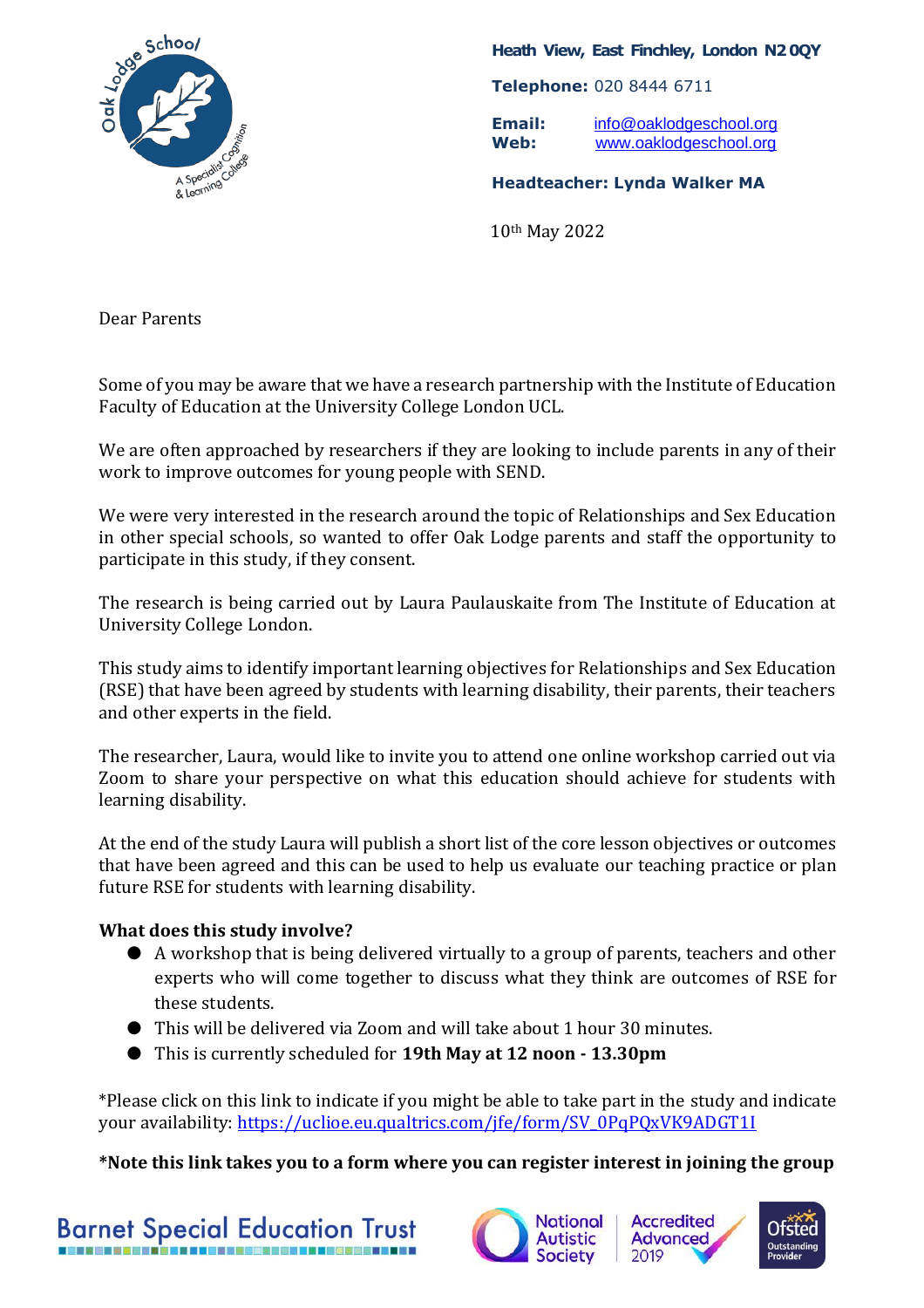**Heath View, East Finchley, London N2 0QY**

**Telephone:** 020 8444 6711

**Email:** info@oaklodgeschool.org
**Web:** www.oaklodgeschool.org

**Headteacher: Lynda Walker MA**

10th May 2022

Dear Parents

Some of you may be aware that we have a research partnership with the Institute of Education Faculty of Education at the University College London UCL.

We are often approached by researchers if they are looking to include parents in any of their work to improve outcomes for young people with SEND.

We were very interested in the research around the topic of Relationships and Sex Education in other special schools, so wanted to offer Oak Lodge parents and staff the opportunity to participate in this study, if they consent.

The research is being carried out by Laura Paulauskaite from The Institute of Education at University College London.

This study aims to identify important learning objectives for Relationships and Sex Education (RSE) that have been agreed by students with learning disability, their parents, their teachers and other experts in the field.

The researcher, Laura, would like to invite you to attend one online workshop carried out via Zoom to share your perspective on what this education should achieve for students with learning disability.

At the end of the study Laura will publish a short list of the core lesson objectives or outcomes that have been agreed and this can be used to help us evaluate our teaching practice or plan future RSE for students with learning disability.

**What does this study involve?**

- A workshop that is being delivered virtually to a group of parents, teachers and other experts who will come together to discuss what they think are outcomes of RSE for these students.
- This will be delivered via Zoom and will take about 1 hour 30 minutes.
- This is currently scheduled for **19th May at 12 noon - 13.30pm**

*Please click on this link to indicate if you might be able to take part in the study and indicate your availability: https://uclioe.eu.qualtrics.com/jfe/form/SV_0PqPQxVK9ADGT1I

***Note this link takes you to a form where you can register interest in joining the group**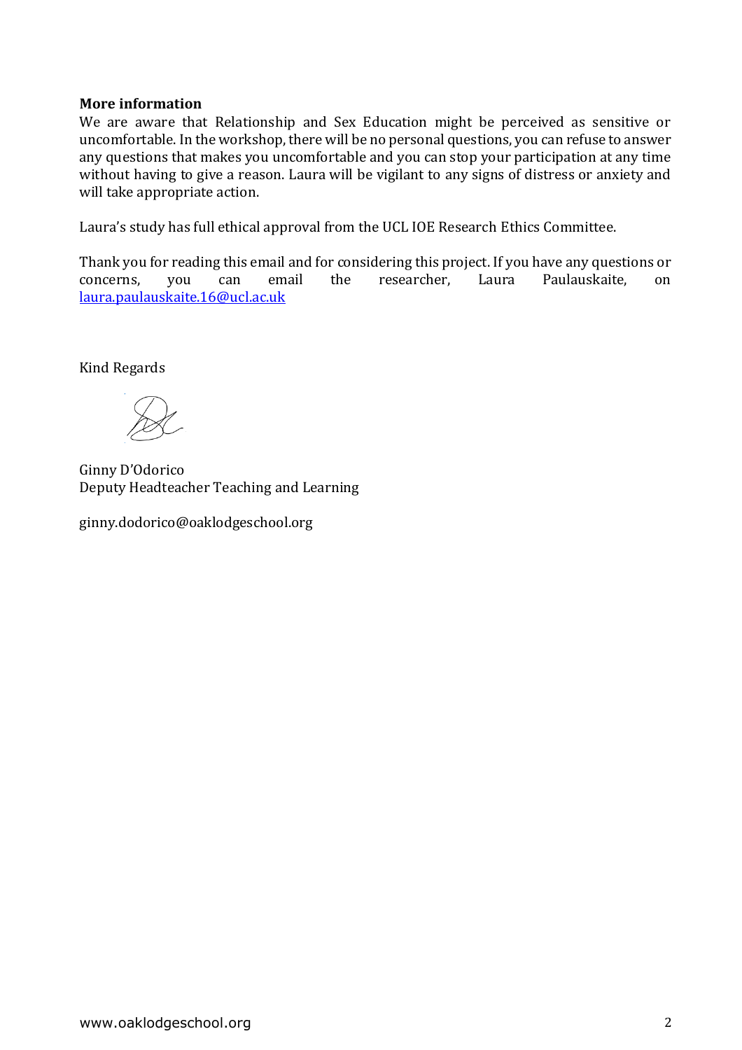**More information**

We are aware that Relationship and Sex Education might be perceived as sensitive or uncomfortable. In the workshop, there will be no personal questions, you can refuse to answer any questions that makes you uncomfortable and you can stop your participation at any time without having to give a reason. Laura will be vigilant to any signs of distress or anxiety and will take appropriate action.

Laura's study has full ethical approval from the UCL IOE Research Ethics Committee.

Thank you for reading this email and for considering this project. If you have any questions or concerns, you can email the researcher, Laura Paulauskaite, on laura.paulauskaite.16@ucl.ac.uk

Kind Regards

Ginny D'Odorico
Deputy Headteacher Teaching and Learning

ginny.dodorico@oaklodgeschool.org

www.oaklodgeschool.org